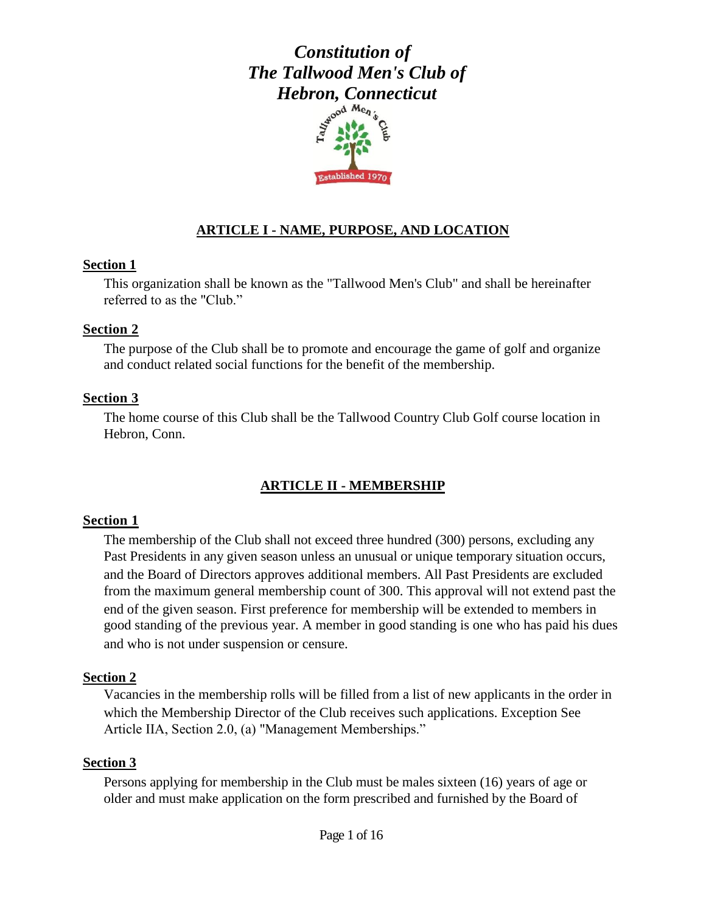# *Constitution of The Tallwood Men's Club of Hebron, Connecticut*

## ARTICLE I - NAME, PURPOSE, AND LOCATION

### Section 1

This organization shall be known as the "Tallwood Men's Club" and shall be hereinafter referred to as the "Club."

### Section 2

The purpose of the Club shall be to promote and encourage the game of golf and organize and conduct related social functions for the benefit of the membership.

### Section 3

The home course of this Club shall be the Tallwood Country Club Golf course location in Hebron, Conn.

## ARTICLE II - MEMBERSHIP

### Section 1

The membership of the Club shall not exceed three hundred (300) persons, excluding any Past Presidents in any given season unless an unusual or unique temporary situation occurs, and the Board of Directors approves additional members. All Past Presidents are excluded from the maximum general membership count of 300. This approval will not extend past the end of the given season. First preference for membership will be extended to members in good standing of the previous year. A member in good standing is one who has paid his dues and who is not under suspension or censure.

### Section 2

Vacancies in the membership rolls will be filled from a list of new applicants in the order in which the Membership Director of the Club receives such applications. Exception See Article IIA, Section 2.0, (a) "Management Memberships."

### Section 3

Persons applying for membership in the Club must be males sixteen (16) years of age or older and must make application on the form prescribed and furnished by the Board of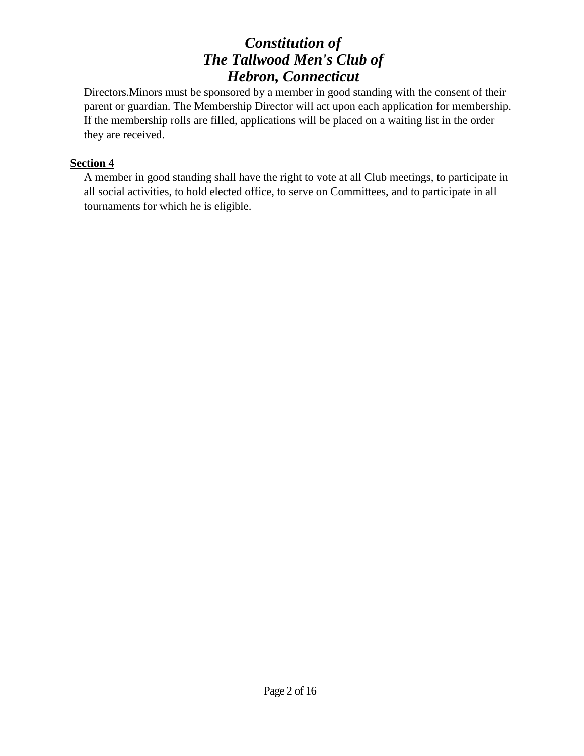Directors.Minors must be sponsored by a member in good standing with the consent of their parent or guardian. The Membership Director will act upon each application for membership. If the membership rolls are filled, applications will be placed on a waiting list in the order they are received.

**Section 4**

A member in good standing shall have the right to vote at all Club meetings, to participate in all social activities, to hold elected office, to serve on Committees, and to participate in all tournaments for which he is eligible.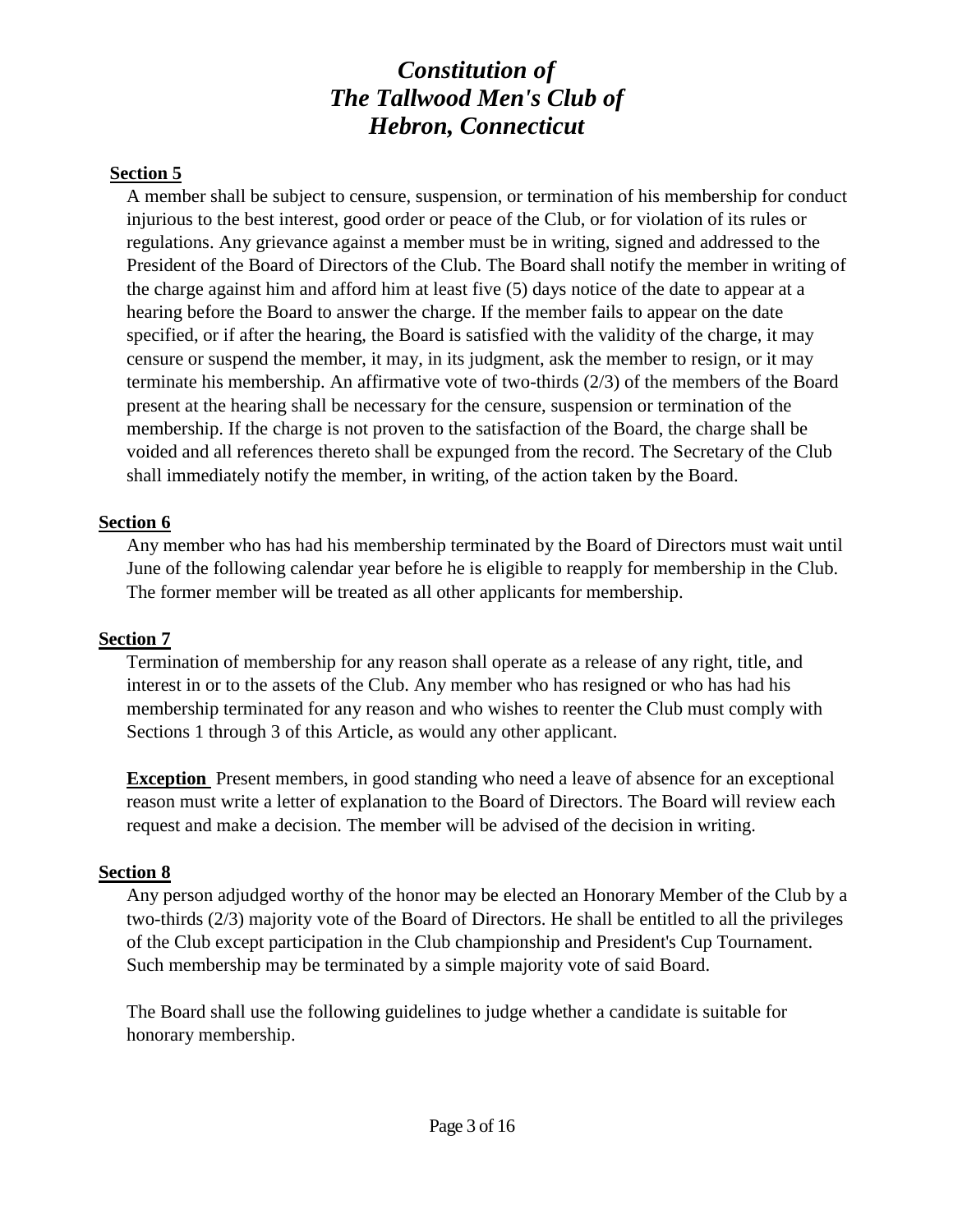#### Section 5

A member shall be subject to censure, suspension, or termination of his membership for conduct injurious to the best interest, good order or peace of the Club, or for violation of its rules or regulations. Any grievance against a member must be in writing, signed and addressed to the President of the Board of Directors of the Club. The Board shall notify the member in writing of the charge against him and afford him at least five (5) days notice of the date to appear at a hearing before the Board to answer the charge. If the member fails to appear on the date specified, or if after the hearing, the Board is satisfied with the validity of the charge, it may censure or suspend the member, it may, in its judgment, ask the member to resign, or it may terminate his membership. An affirmative vote of two-thirds (2/3) of the members of the Board present at the hearing shall be necessary for the censure, suspension or termination of the membership. If the charge is not proven to the satisfaction of the Board, the charge shall be voided and all references thereto shall be expunged from the record. The Secretary of the Club shall immediately notify the member, in writing, of the action taken by the Board.

#### Section 6

Any member who has had his membership terminated by the Board of Directors must wait until June of the following calendar year before he is eligible to reapply for membership in the Club. The former member will be treated as all other applicants for membership.

#### Section 7

Termination of membership for any reason shall operate as a release of any right, title, and interest in or to the assets of the Club. Any member who has resigned or who has had his membership terminated for any reason and who wishes to reenter the Club must comply with Sections 1 through 3 of this Article, as would any other applicant.

**Exception** Present members, in good standing who need a leave of absence for an exceptional reason must write a letter of explanation to the Board of Directors. The Board will review each request and make a decision. The member will be advised of the decision in writing.

#### Section 8

Any person adjudged worthy of the honor may be elected an Honorary Member of the Club by a two-thirds (2/3) majority vote of the Board of Directors. He shall be entitled to all the privileges of the Club except participation in the Club championship and President's Cup Tournament. Such membership may be terminated by a simple majority vote of said Board.

The Board shall use the following guidelines to judge whether a candidate is suitable for honorary membership.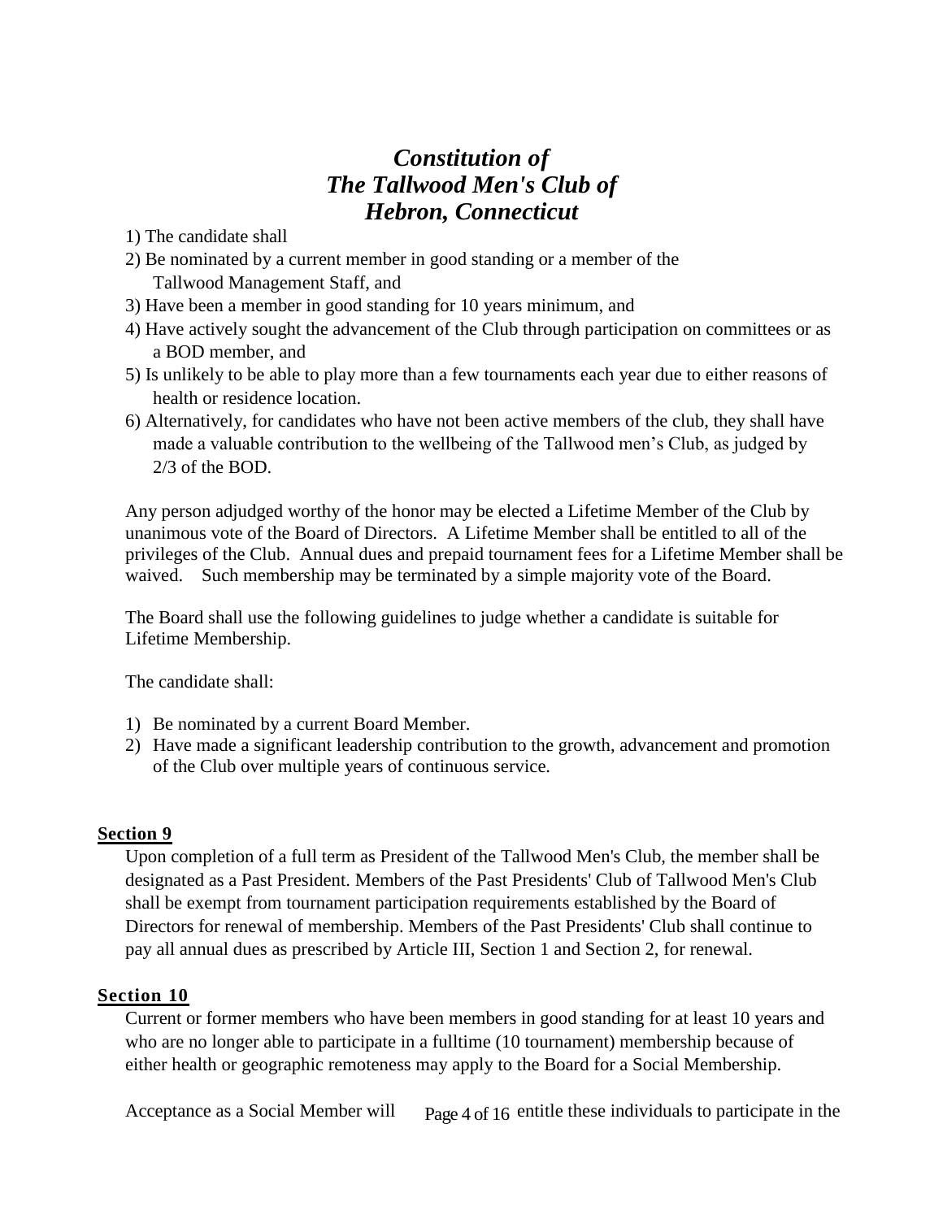# *Constitution of The Tallwood Men's Club of Hebron, Connecticut*

1) The candidate shall
2) Be nominated by a current member in good standing or a member of the Tallwood Management Staff, and
3) Have been a member in good standing for 10 years minimum, and
4) Have actively sought the advancement of the Club through participation on committees or as a BOD member, and
5) Is unlikely to be able to play more than a few tournaments each year due to either reasons of health or residence location.
6) Alternatively, for candidates who have not been active members of the club, they shall have made a valuable contribution to the wellbeing of the Tallwood men's Club, as judged by 2/3 of the BOD.

Any person adjudged worthy of the honor may be elected a Lifetime Member of the Club by unanimous vote of the Board of Directors. A Lifetime Member shall be entitled to all of the privileges of the Club. Annual dues and prepaid tournament fees for a Lifetime Member shall be waived. Such membership may be terminated by a simple majority vote of the Board.

The Board shall use the following guidelines to judge whether a candidate is suitable for Lifetime Membership.

The candidate shall:

1) Be nominated by a current Board Member.
2) Have made a significant leadership contribution to the growth, advancement and promotion of the Club over multiple years of continuous service.

**Section 9**

Upon completion of a full term as President of the Tallwood Men's Club, the member shall be designated as a Past President. Members of the Past Presidents' Club of Tallwood Men's Club shall be exempt from tournament participation requirements established by the Board of Directors for renewal of membership. Members of the Past Presidents' Club shall continue to pay all annual dues as prescribed by Article III, Section 1 and Section 2, for renewal.

**Section 10**

Current or former members who have been members in good standing for at least 10 years and who are no longer able to participate in a fulltime (10 tournament) membership because of either health or geographic remoteness may apply to the Board for a Social Membership.

Acceptance as a Social Member will entitle these individuals to participate in the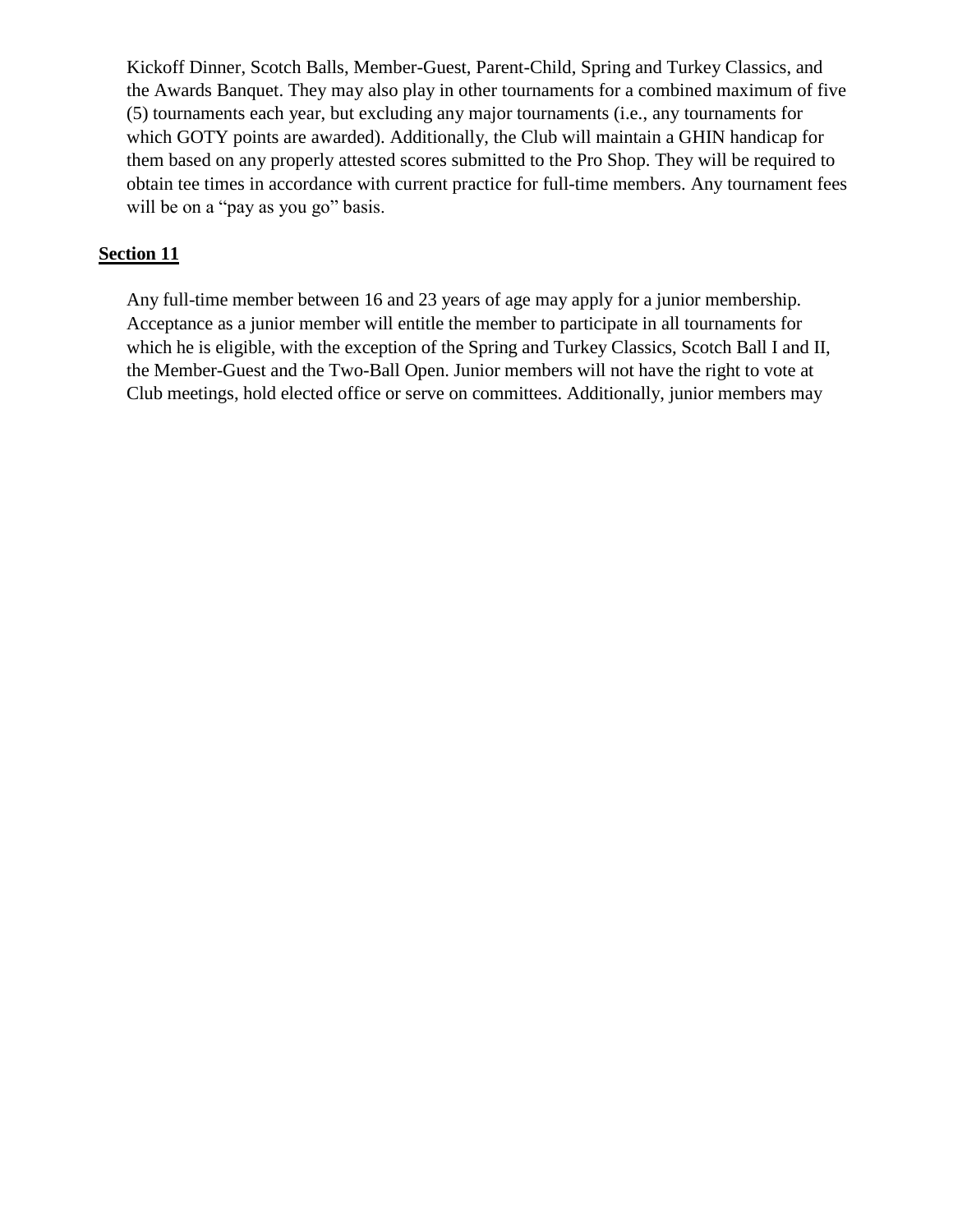Kickoff Dinner, Scotch Balls, Member-Guest, Parent-Child, Spring and Turkey Classics, and the Awards Banquet. They may also play in other tournaments for a combined maximum of five (5) tournaments each year, but excluding any major tournaments (i.e., any tournaments for which GOTY points are awarded). Additionally, the Club will maintain a GHIN handicap for them based on any properly attested scores submitted to the Pro Shop. They will be required to obtain tee times in accordance with current practice for full-time members. Any tournament fees will be on a "pay as you go" basis.

## Section 11

Any full-time member between 16 and 23 years of age may apply for a junior membership. Acceptance as a junior member will entitle the member to participate in all tournaments for which he is eligible, with the exception of the Spring and Turkey Classics, Scotch Ball I and II, the Member-Guest and the Two-Ball Open. Junior members will not have the right to vote at Club meetings, hold elected office or serve on committees. Additionally, junior members may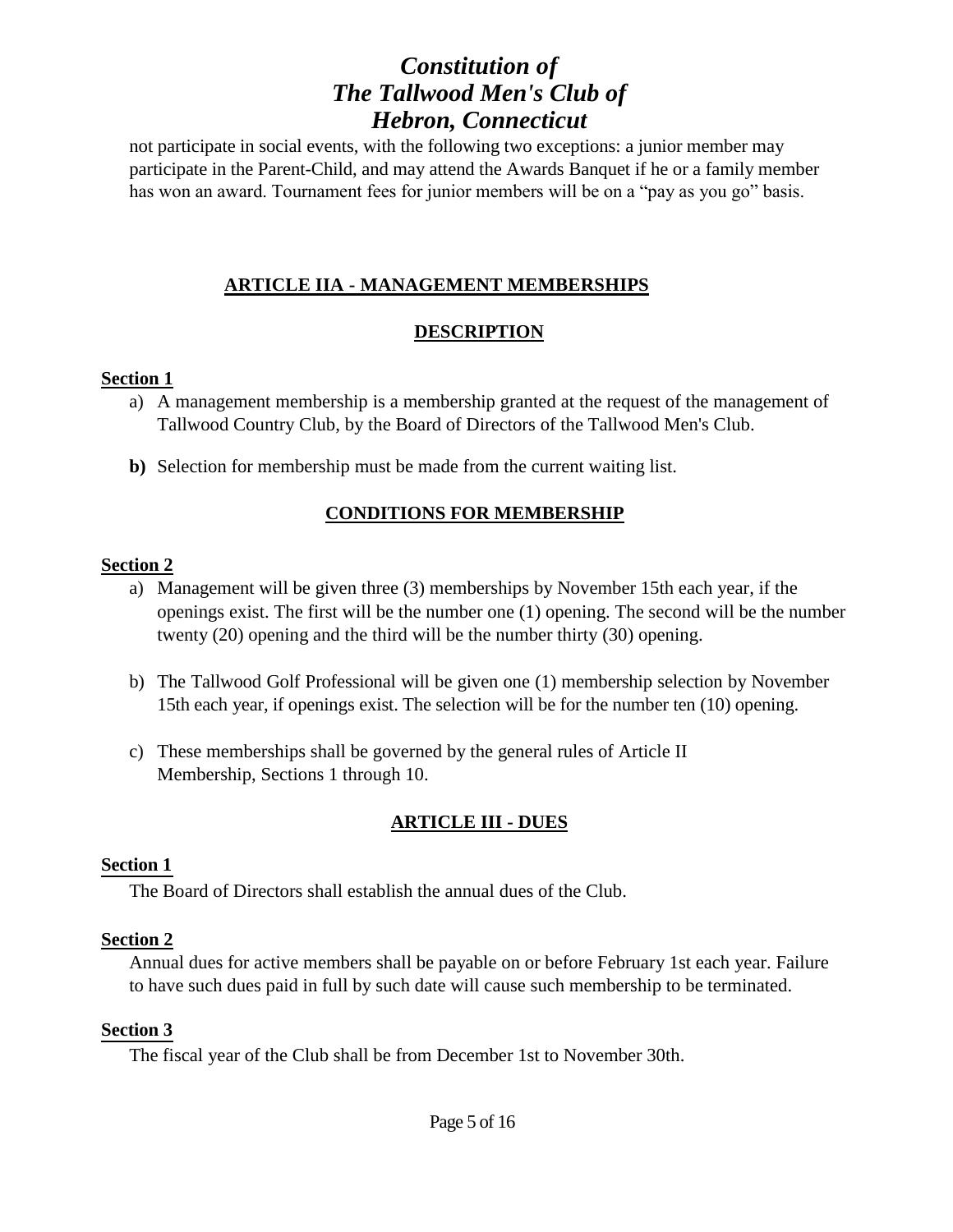not participate in social events, with the following two exceptions: a junior member may participate in the Parent-Child, and may attend the Awards Banquet if he or a family member has won an award. Tournament fees for junior members will be on a "pay as you go" basis.

## ARTICLE IIA - MANAGEMENT MEMBERSHIPS

### DESCRIPTION

**Section 1**

a) A management membership is a membership granted at the request of the management of Tallwood Country Club, by the Board of Directors of the Tallwood Men's Club.

**b)** Selection for membership must be made from the current waiting list.

### CONDITIONS FOR MEMBERSHIP

**Section 2**

a) Management will be given three (3) memberships by November 15th each year, if the openings exist. The first will be the number one (1) opening. The second will be the number twenty (20) opening and the third will be the number thirty (30) opening.

b) The Tallwood Golf Professional will be given one (1) membership selection by November 15th each year, if openings exist. The selection will be for the number ten (10) opening.

c) These memberships shall be governed by the general rules of Article II Membership, Sections 1 through 10.

## ARTICLE III - DUES

**Section 1**

The Board of Directors shall establish the annual dues of the Club.

**Section 2**

Annual dues for active members shall be payable on or before February 1st each year. Failure to have such dues paid in full by such date will cause such membership to be terminated.

**Section 3**

The fiscal year of the Club shall be from December 1st to November 30th.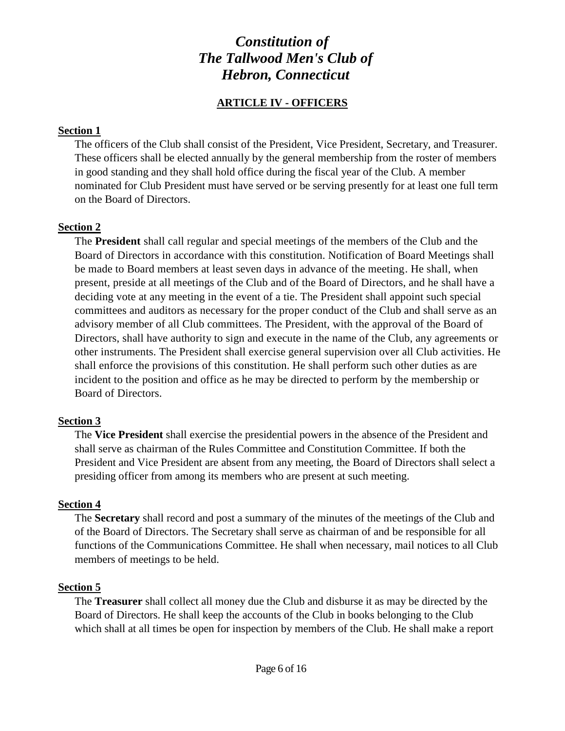# *Constitution of The Tallwood Men's Club of Hebron, Connecticut*

## ARTICLE IV - OFFICERS

**Section 1**

The officers of the Club shall consist of the President, Vice President, Secretary, and Treasurer. These officers shall be elected annually by the general membership from the roster of members in good standing and they shall hold office during the fiscal year of the Club. A member nominated for Club President must have served or be serving presently for at least one full term on the Board of Directors.

**Section 2**

The **President** shall call regular and special meetings of the members of the Club and the Board of Directors in accordance with this constitution. Notification of Board Meetings shall be made to Board members at least seven days in advance of the meeting. He shall, when present, preside at all meetings of the Club and of the Board of Directors, and he shall have a deciding vote at any meeting in the event of a tie. The President shall appoint such special committees and auditors as necessary for the proper conduct of the Club and shall serve as an advisory member of all Club committees. The President, with the approval of the Board of Directors, shall have authority to sign and execute in the name of the Club, any agreements or other instruments. The President shall exercise general supervision over all Club activities. He shall enforce the provisions of this constitution. He shall perform such other duties as are incident to the position and office as he may be directed to perform by the membership or Board of Directors.

**Section 3**

The **Vice President** shall exercise the presidential powers in the absence of the President and shall serve as chairman of the Rules Committee and Constitution Committee. If both the President and Vice President are absent from any meeting, the Board of Directors shall select a presiding officer from among its members who are present at such meeting.

**Section 4**

The **Secretary** shall record and post a summary of the minutes of the meetings of the Club and of the Board of Directors. The Secretary shall serve as chairman of and be responsible for all functions of the Communications Committee. He shall when necessary, mail notices to all Club members of meetings to be held.

**Section 5**

The **Treasurer** shall collect all money due the Club and disburse it as may be directed by the Board of Directors. He shall keep the accounts of the Club in books belonging to the Club which shall at all times be open for inspection by members of the Club. He shall make a report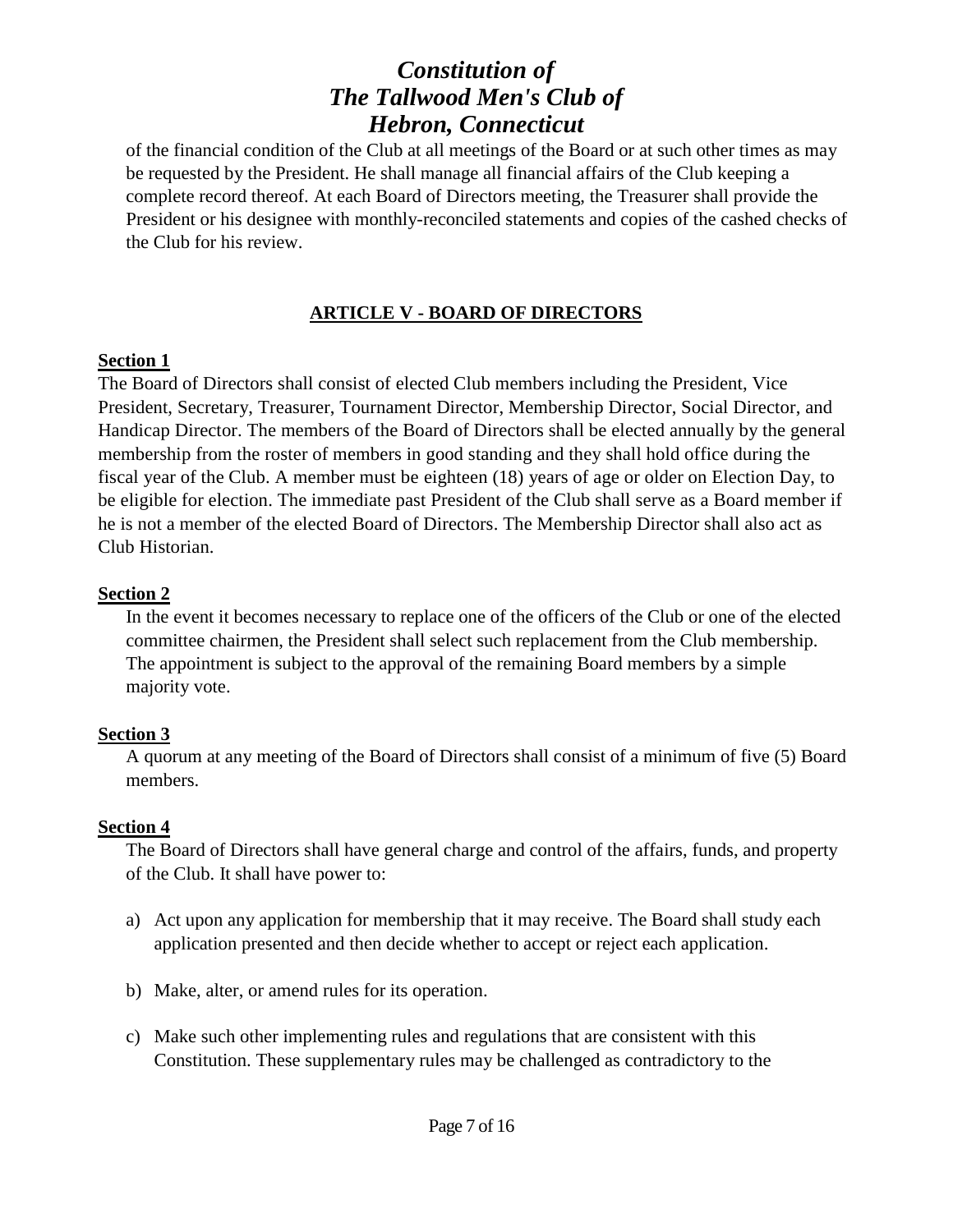of the financial condition of the Club at all meetings of the Board or at such other times as may be requested by the President. He shall manage all financial affairs of the Club keeping a complete record thereof. At each Board of Directors meeting, the Treasurer shall provide the President or his designee with monthly-reconciled statements and copies of the cashed checks of the Club for his review.

## ARTICLE V - BOARD OF DIRECTORS

**Section 1**

The Board of Directors shall consist of elected Club members including the President, Vice President, Secretary, Treasurer, Tournament Director, Membership Director, Social Director, and Handicap Director. The members of the Board of Directors shall be elected annually by the general membership from the roster of members in good standing and they shall hold office during the fiscal year of the Club. A member must be eighteen (18) years of age or older on Election Day, to be eligible for election. The immediate past President of the Club shall serve as a Board member if he is not a member of the elected Board of Directors. The Membership Director shall also act as Club Historian.

**Section 2**

In the event it becomes necessary to replace one of the officers of the Club or one of the elected committee chairmen, the President shall select such replacement from the Club membership. The appointment is subject to the approval of the remaining Board members by a simple majority vote.

**Section 3**

A quorum at any meeting of the Board of Directors shall consist of a minimum of five (5) Board members.

**Section 4**

The Board of Directors shall have general charge and control of the affairs, funds, and property of the Club. It shall have power to:

a) Act upon any application for membership that it may receive. The Board shall study each application presented and then decide whether to accept or reject each application.

b) Make, alter, or amend rules for its operation.

c) Make such other implementing rules and regulations that are consistent with this Constitution. These supplementary rules may be challenged as contradictory to the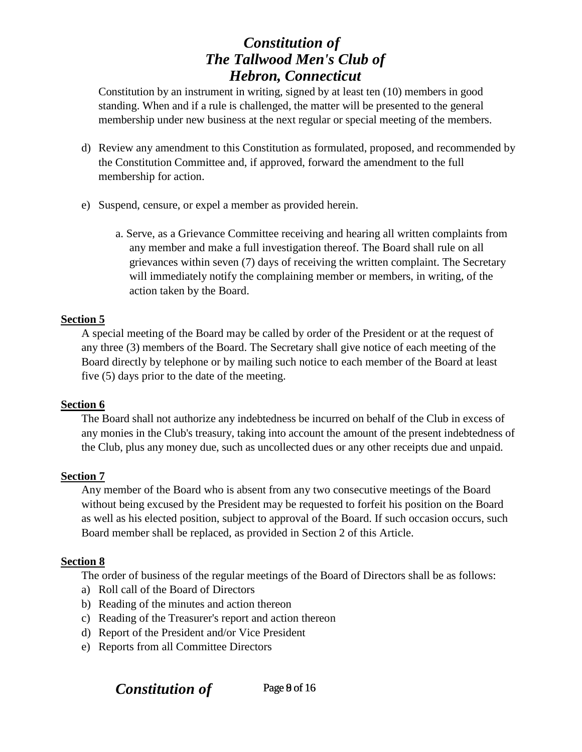Constitution by an instrument in writing, signed by at least ten (10) members in good standing. When and if a rule is challenged, the matter will be presented to the general membership under new business at the next regular or special meeting of the members.

d) Review any amendment to this Constitution as formulated, proposed, and recommended by the Constitution Committee and, if approved, forward the amendment to the full membership for action.

e) Suspend, censure, or expel a member as provided herein.

   a. Serve, as a Grievance Committee receiving and hearing all written complaints from any member and make a full investigation thereof. The Board shall rule on all grievances within seven (7) days of receiving the written complaint. The Secretary will immediately notify the complaining member or members, in writing, of the action taken by the Board.

**Section 5**

A special meeting of the Board may be called by order of the President or at the request of any three (3) members of the Board. The Secretary shall give notice of each meeting of the Board directly by telephone or by mailing such notice to each member of the Board at least five (5) days prior to the date of the meeting.

**Section 6**

The Board shall not authorize any indebtedness be incurred on behalf of the Club in excess of any monies in the Club's treasury, taking into account the amount of the present indebtedness of the Club, plus any money due, such as uncollected dues or any other receipts due and unpaid.

**Section 7**

Any member of the Board who is absent from any two consecutive meetings of the Board without being excused by the President may be requested to forfeit his position on the Board as well as his elected position, subject to approval of the Board. If such occasion occurs, such Board member shall be replaced, as provided in Section 2 of this Article.

**Section 8**

The order of business of the regular meetings of the Board of Directors shall be as follows:

a) Roll call of the Board of Directors
b) Reading of the minutes and action thereon
c) Reading of the Treasurer's report and action thereon
d) Report of the President and/or Vice President
e) Reports from all Committee Directors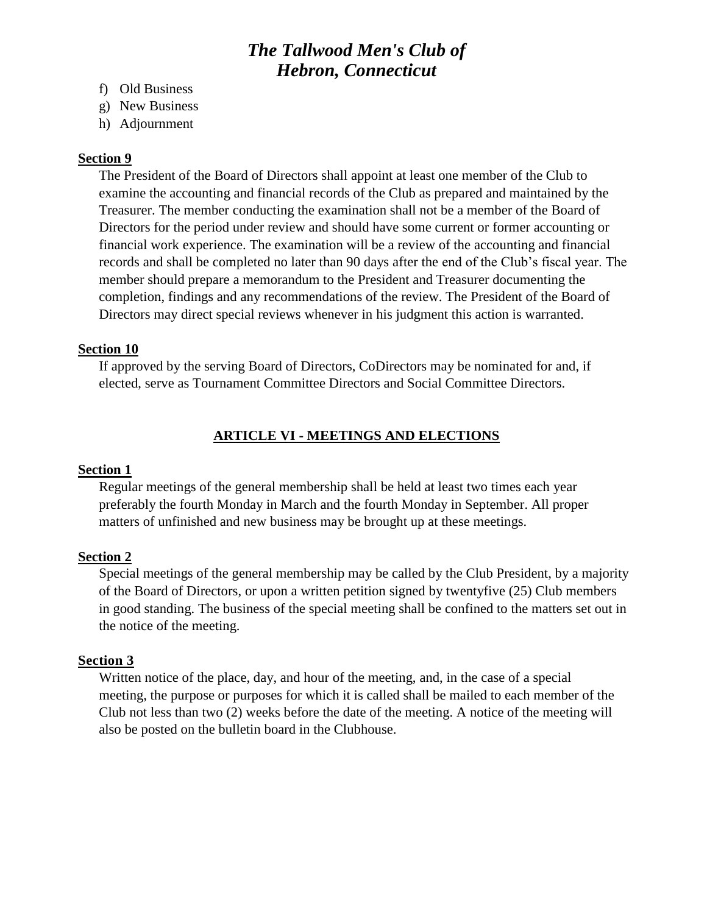f) Old Business
g) New Business
h) Adjournment

**Section 9**

The President of the Board of Directors shall appoint at least one member of the Club to examine the accounting and financial records of the Club as prepared and maintained by the Treasurer. The member conducting the examination shall not be a member of the Board of Directors for the period under review and should have some current or former accounting or financial work experience. The examination will be a review of the accounting and financial records and shall be completed no later than 90 days after the end of the Club's fiscal year. The member should prepare a memorandum to the President and Treasurer documenting the completion, findings and any recommendations of the review. The President of the Board of Directors may direct special reviews whenever in his judgment this action is warranted.

**Section 10**

If approved by the serving Board of Directors, CoDirectors may be nominated for and, if elected, serve as Tournament Committee Directors and Social Committee Directors.

## ARTICLE VI - MEETINGS AND ELECTIONS

**Section 1**

Regular meetings of the general membership shall be held at least two times each year preferably the fourth Monday in March and the fourth Monday in September. All proper matters of unfinished and new business may be brought up at these meetings.

**Section 2**

Special meetings of the general membership may be called by the Club President, by a majority of the Board of Directors, or upon a written petition signed by twentyfive (25) Club members in good standing. The business of the special meeting shall be confined to the matters set out in the notice of the meeting.

**Section 3**

Written notice of the place, day, and hour of the meeting, and, in the case of a special meeting, the purpose or purposes for which it is called shall be mailed to each member of the Club not less than two (2) weeks before the date of the meeting. A notice of the meeting will also be posted on the bulletin board in the Clubhouse.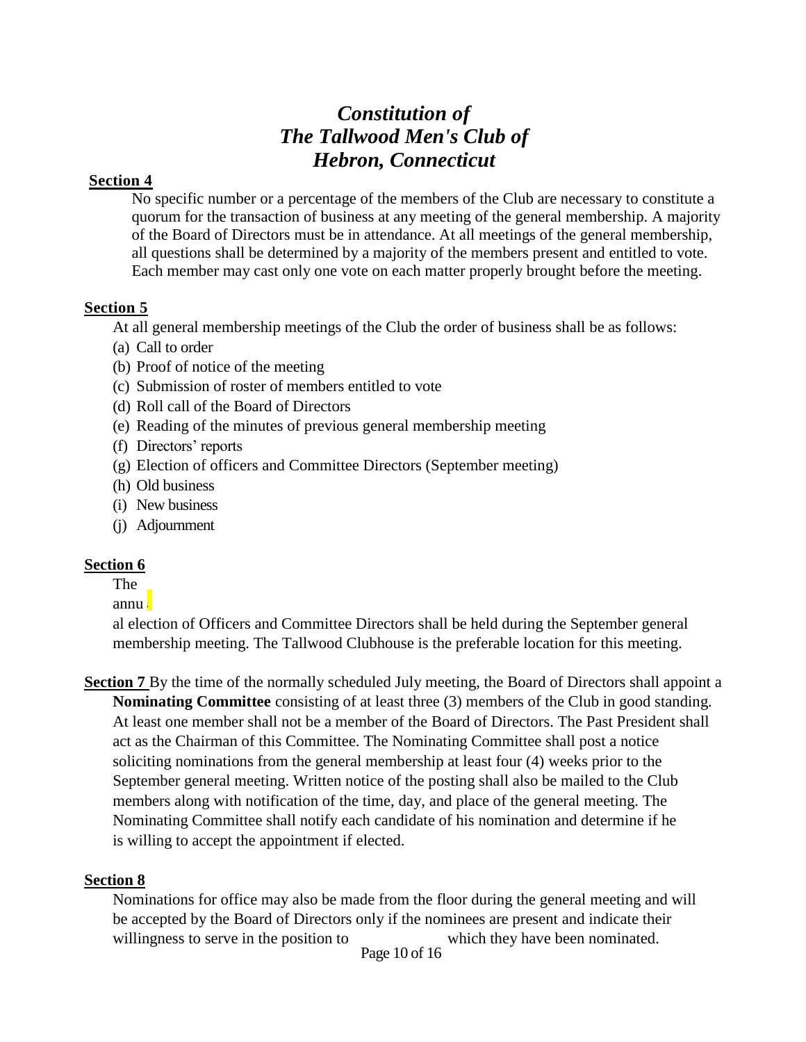## Section 4

No specific number or a percentage of the members of the Club are necessary to constitute a quorum for the transaction of business at any meeting of the general membership. A majority of the Board of Directors must be in attendance. At all meetings of the general membership, all questions shall be determined by a majority of the members present and entitled to vote. Each member may cast only one vote on each matter properly brought before the meeting.

## Section 5

At all general membership meetings of the Club the order of business shall be as follows:

(a) Call to order
(b) Proof of notice of the meeting
(c) Submission of roster of members entitled to vote
(d) Roll call of the Board of Directors
(e) Reading of the minutes of previous general membership meeting
(f) Directors' reports
(g) Election of officers and Committee Directors (September meeting)
(h) Old business
(i) New business
(j) Adjournment

## Section 6

The annual election of Officers and Committee Directors shall be held during the September general membership meeting. The Tallwood Clubhouse is the preferable location for this meeting.

**Section 7** By the time of the normally scheduled July meeting, the Board of Directors shall appoint a **Nominating Committee** consisting of at least three (3) members of the Club in good standing. At least one member shall not be a member of the Board of Directors. The Past President shall act as the Chairman of this Committee. The Nominating Committee shall post a notice soliciting nominations from the general membership at least four (4) weeks prior to the September general meeting. Written notice of the posting shall also be mailed to the Club members along with notification of the time, day, and place of the general meeting. The Nominating Committee shall notify each candidate of his nomination and determine if he is willing to accept the appointment if elected.

## Section 8

Nominations for office may also be made from the floor during the general meeting and will be accepted by the Board of Directors only if the nominees are present and indicate their willingness to serve in the position to which they have been nominated.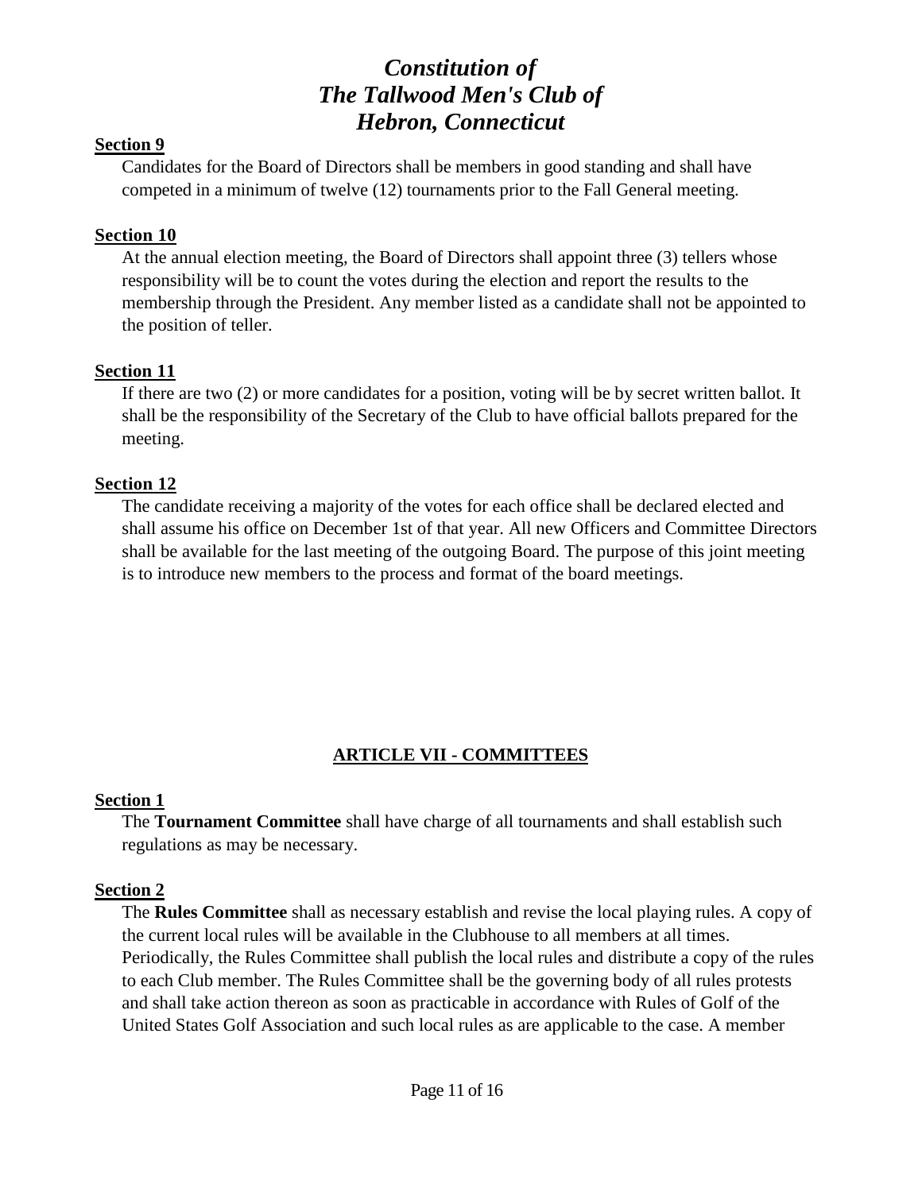**Section 9**

Candidates for the Board of Directors shall be members in good standing and shall have competed in a minimum of twelve (12) tournaments prior to the Fall General meeting.

**Section 10**

At the annual election meeting, the Board of Directors shall appoint three (3) tellers whose responsibility will be to count the votes during the election and report the results to the membership through the President. Any member listed as a candidate shall not be appointed to the position of teller.

**Section 11**

If there are two (2) or more candidates for a position, voting will be by secret written ballot. It shall be the responsibility of the Secretary of the Club to have official ballots prepared for the meeting.

**Section 12**

The candidate receiving a majority of the votes for each office shall be declared elected and shall assume his office on December 1st of that year. All new Officers and Committee Directors shall be available for the last meeting of the outgoing Board. The purpose of this joint meeting is to introduce new members to the process and format of the board meetings.

## ARTICLE VII - COMMITTEES

**Section 1**

The **Tournament Committee** shall have charge of all tournaments and shall establish such regulations as may be necessary.

**Section 2**

The **Rules Committee** shall as necessary establish and revise the local playing rules. A copy of the current local rules will be available in the Clubhouse to all members at all times. Periodically, the Rules Committee shall publish the local rules and distribute a copy of the rules to each Club member. The Rules Committee shall be the governing body of all rules protests and shall take action thereon as soon as practicable in accordance with Rules of Golf of the United States Golf Association and such local rules as are applicable to the case. A member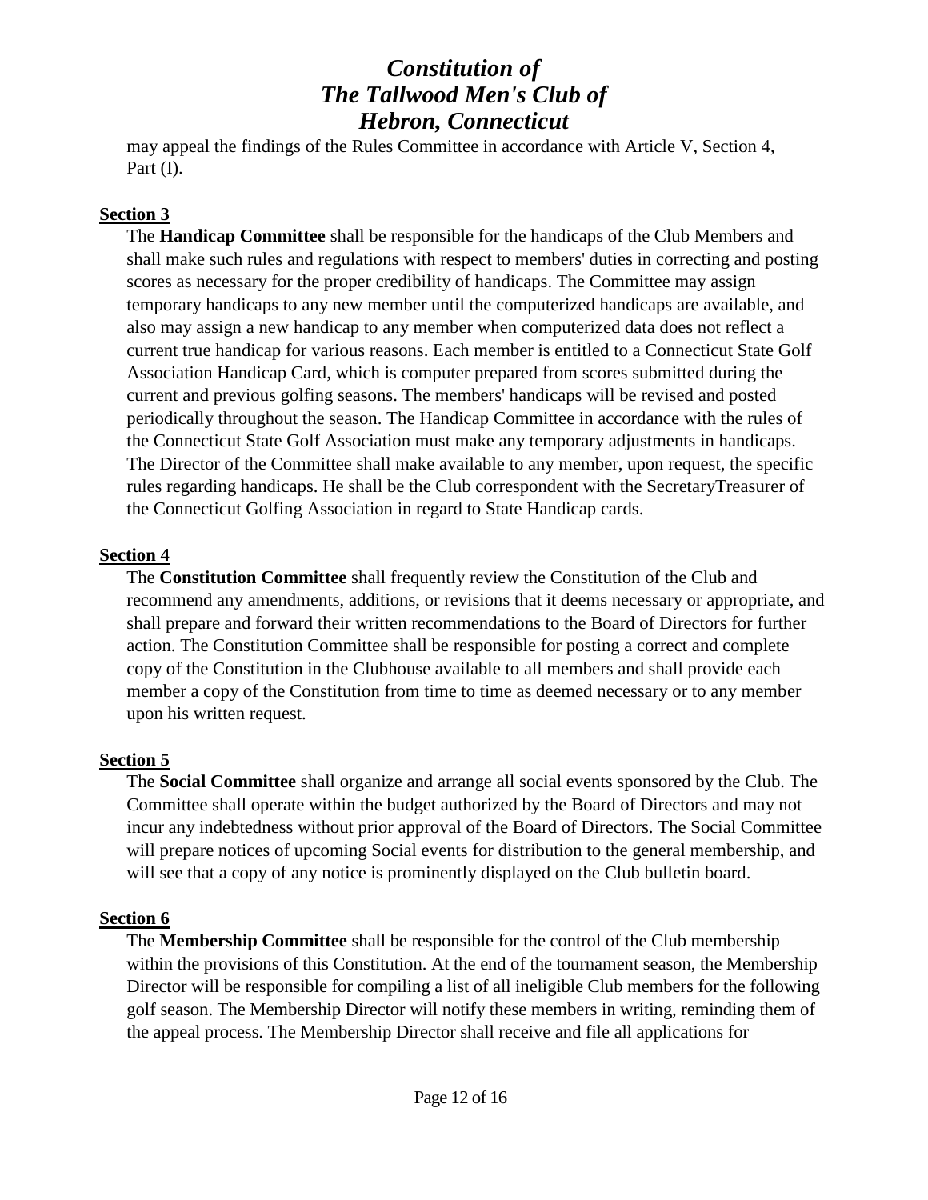may appeal the findings of the Rules Committee in accordance with Article V, Section 4, Part (I).

**Section 3**

The **Handicap Committee** shall be responsible for the handicaps of the Club Members and shall make such rules and regulations with respect to members' duties in correcting and posting scores as necessary for the proper credibility of handicaps. The Committee may assign temporary handicaps to any new member until the computerized handicaps are available, and also may assign a new handicap to any member when computerized data does not reflect a current true handicap for various reasons. Each member is entitled to a Connecticut State Golf Association Handicap Card, which is computer prepared from scores submitted during the current and previous golfing seasons. The members' handicaps will be revised and posted periodically throughout the season. The Handicap Committee in accordance with the rules of the Connecticut State Golf Association must make any temporary adjustments in handicaps. The Director of the Committee shall make available to any member, upon request, the specific rules regarding handicaps. He shall be the Club correspondent with the SecretaryTreasurer of the Connecticut Golfing Association in regard to State Handicap cards.

**Section 4**

The **Constitution Committee** shall frequently review the Constitution of the Club and recommend any amendments, additions, or revisions that it deems necessary or appropriate, and shall prepare and forward their written recommendations to the Board of Directors for further action. The Constitution Committee shall be responsible for posting a correct and complete copy of the Constitution in the Clubhouse available to all members and shall provide each member a copy of the Constitution from time to time as deemed necessary or to any member upon his written request.

**Section 5**

The **Social Committee** shall organize and arrange all social events sponsored by the Club. The Committee shall operate within the budget authorized by the Board of Directors and may not incur any indebtedness without prior approval of the Board of Directors. The Social Committee will prepare notices of upcoming Social events for distribution to the general membership, and will see that a copy of any notice is prominently displayed on the Club bulletin board.

**Section 6**

The **Membership Committee** shall be responsible for the control of the Club membership within the provisions of this Constitution. At the end of the tournament season, the Membership Director will be responsible for compiling a list of all ineligible Club members for the following golf season. The Membership Director will notify these members in writing, reminding them of the appeal process. The Membership Director shall receive and file all applications for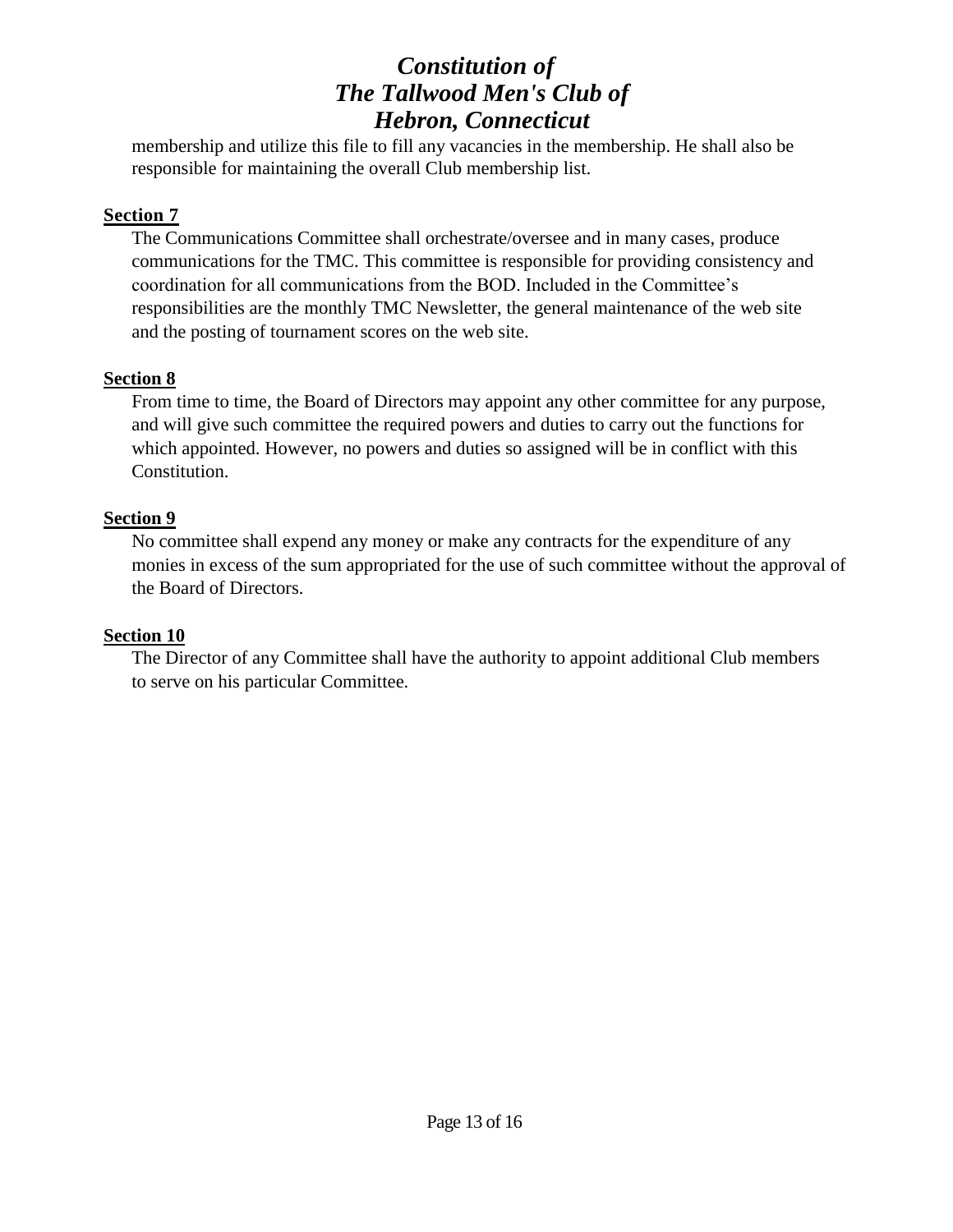membership and utilize this file to fill any vacancies in the membership. He shall also be responsible for maintaining the overall Club membership list.

**Section 7**

The Communications Committee shall orchestrate/oversee and in many cases, produce communications for the TMC. This committee is responsible for providing consistency and coordination for all communications from the BOD. Included in the Committee's responsibilities are the monthly TMC Newsletter, the general maintenance of the web site and the posting of tournament scores on the web site.

**Section 8**

From time to time, the Board of Directors may appoint any other committee for any purpose, and will give such committee the required powers and duties to carry out the functions for which appointed. However, no powers and duties so assigned will be in conflict with this Constitution.

**Section 9**

No committee shall expend any money or make any contracts for the expenditure of any monies in excess of the sum appropriated for the use of such committee without the approval of the Board of Directors.

**Section 10**

The Director of any Committee shall have the authority to appoint additional Club members to serve on his particular Committee.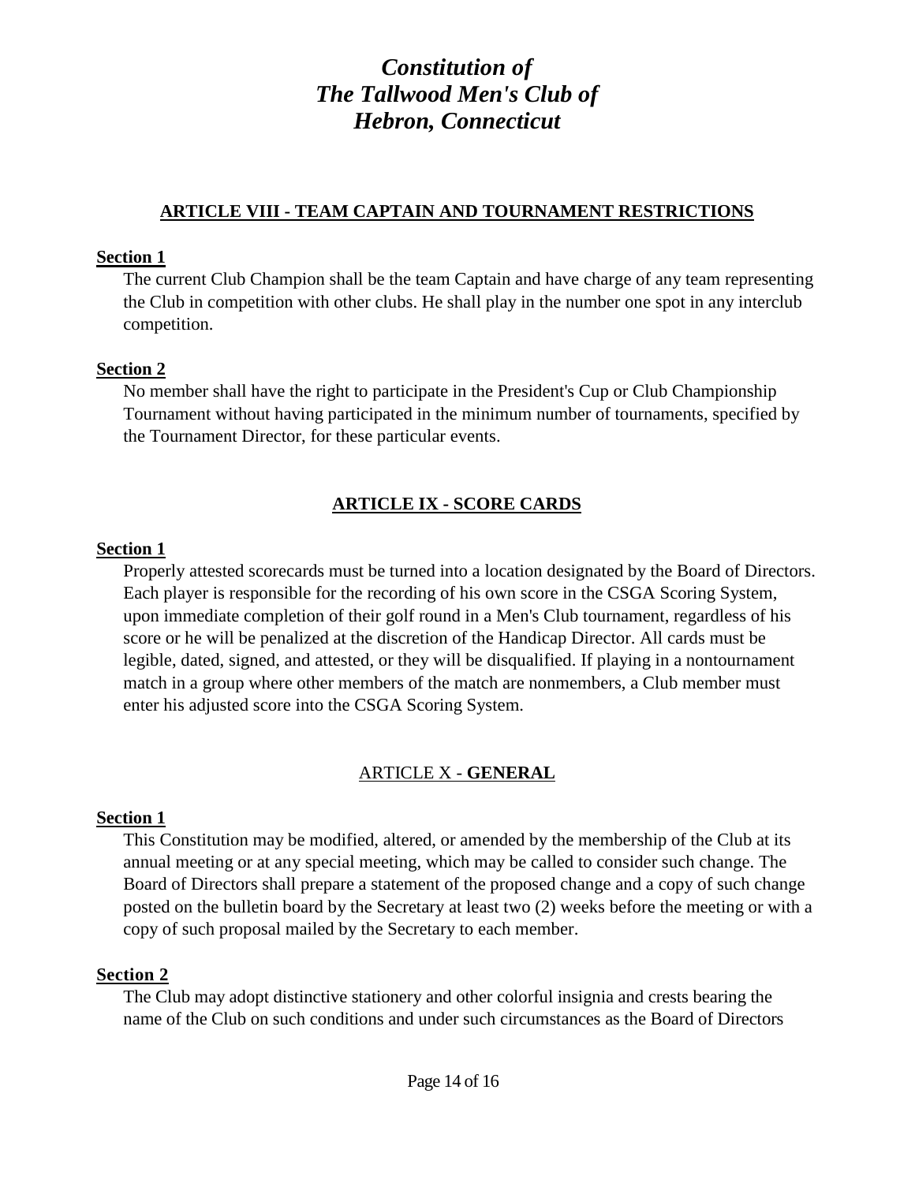## ARTICLE VIII - TEAM CAPTAIN AND TOURNAMENT RESTRICTIONS

**Section 1**

The current Club Champion shall be the team Captain and have charge of any team representing the Club in competition with other clubs. He shall play in the number one spot in any interclub competition.

**Section 2**

No member shall have the right to participate in the President's Cup or Club Championship Tournament without having participated in the minimum number of tournaments, specified by the Tournament Director, for these particular events.

## ARTICLE IX - SCORE CARDS

**Section 1**

Properly attested scorecards must be turned into a location designated by the Board of Directors. Each player is responsible for the recording of his own score in the CSGA Scoring System, upon immediate completion of their golf round in a Men's Club tournament, regardless of his score or he will be penalized at the discretion of the Handicap Director. All cards must be legible, dated, signed, and attested, or they will be disqualified. If playing in a nontournament match in a group where other members of the match are nonmembers, a Club member must enter his adjusted score into the CSGA Scoring System.

## ARTICLE X - GENERAL

**Section 1**

This Constitution may be modified, altered, or amended by the membership of the Club at its annual meeting or at any special meeting, which may be called to consider such change. The Board of Directors shall prepare a statement of the proposed change and a copy of such change posted on the bulletin board by the Secretary at least two (2) weeks before the meeting or with a copy of such proposal mailed by the Secretary to each member.

**Section 2**

The Club may adopt distinctive stationery and other colorful insignia and crests bearing the name of the Club on such conditions and under such circumstances as the Board of Directors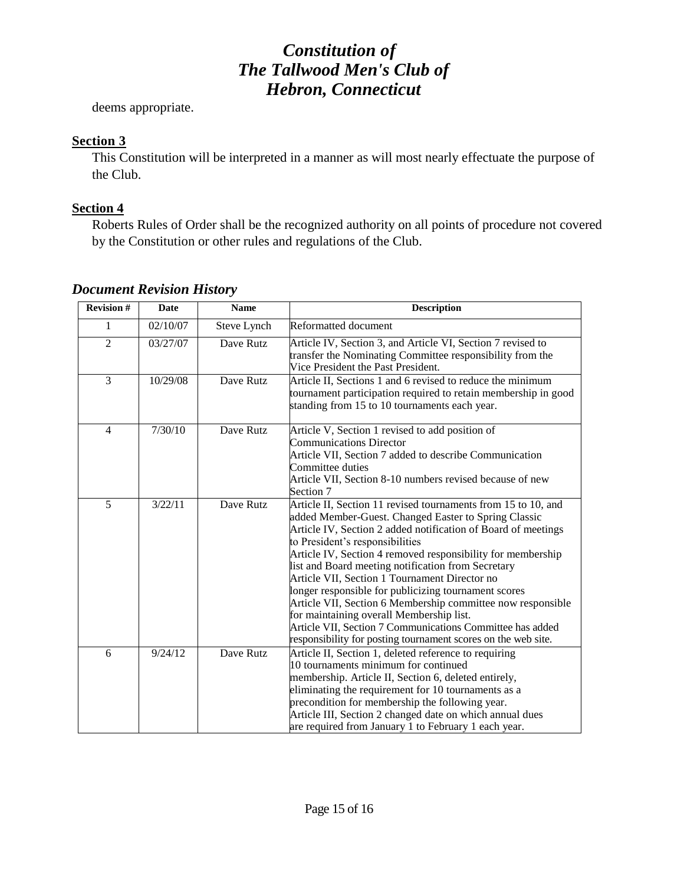deems appropriate.

**Section 3**

This Constitution will be interpreted in a manner as will most nearly effectuate the purpose of the Club.

**Section 4**

Roberts Rules of Order shall be the recognized authority on all points of procedure not covered by the Constitution or other rules and regulations of the Club.

## *Document Revision History*

| Revision # | Date | Name | Description |
|---|---|---|---|
| 1 | 02/10/07 | Steve Lynch | Reformatted document |
| 2 | 03/27/07 | Dave Rutz | Article IV, Section 3, and Article VI, Section 7 revised to transfer the Nominating Committee responsibility from the Vice President the Past President. |
| 3 | 10/29/08 | Dave Rutz | Article II, Sections 1 and 6 revised to reduce the minimum tournament participation required to retain membership in good standing from 15 to 10 tournaments each year. |
| 4 | 7/30/10 | Dave Rutz | Article V, Section 1 revised to add position of Communications Director<br>Article VII, Section 7 added to describe Communication Committee duties<br>Article VII, Section 8-10 numbers revised because of new Section 7 |
| 5 | 3/22/11 | Dave Rutz | Article II, Section 11 revised tournaments from 15 to 10, and added Member-Guest. Changed Easter to Spring Classic<br>Article IV, Section 2 added notification of Board of meetings to President's responsibilities<br>Article IV, Section 4 removed responsibility for membership list and Board meeting notification from Secretary<br>Article VII, Section 1 Tournament Director no longer responsible for publicizing tournament scores<br>Article VII, Section 6 Membership committee now responsible for maintaining overall Membership list.<br>Article VII, Section 7 Communications Committee has added responsibility for posting tournament scores on the web site. |
| 6 | 9/24/12 | Dave Rutz | Article II, Section 1, deleted reference to requiring 10 tournaments minimum for continued membership. Article II, Section 6, deleted entirely, eliminating the requirement for 10 tournaments as a precondition for membership the following year.<br>Article III, Section 2 changed date on which annual dues are required from January 1 to February 1 each year. |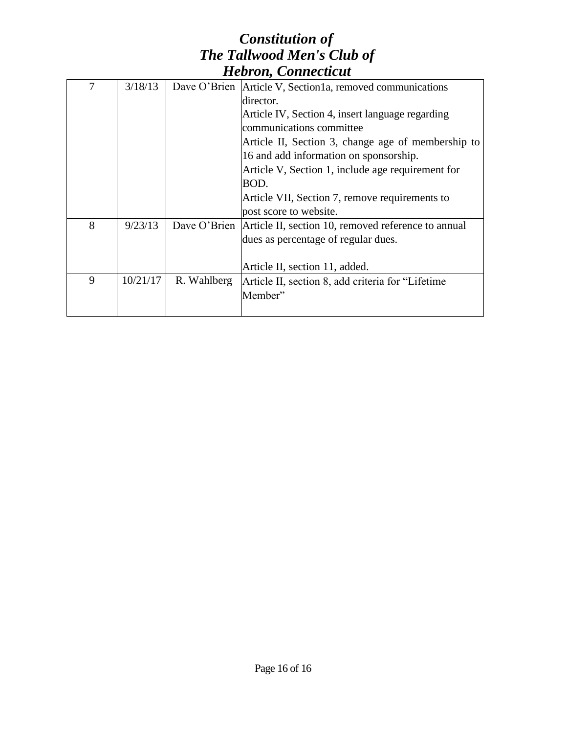| | | | |
|---|---|---|---|
| 7 | 3/18/13 | Dave O'Brien | Article V, Section1a, removed communications director.<br>Article IV, Section 4, insert language regarding communications committee<br>Article II, Section 3, change age of membership to 16 and add information on sponsorship.<br>Article V, Section 1, include age requirement for BOD.<br>Article VII, Section 7, remove requirements to post score to website. |
| 8 | 9/23/13 | Dave O'Brien | Article II, section 10, removed reference to annual dues as percentage of regular dues.<br><br>Article II, section 11, added. |
| 9 | 10/21/17 | R. Wahlberg | Article II, section 8, add criteria for "Lifetime Member" |